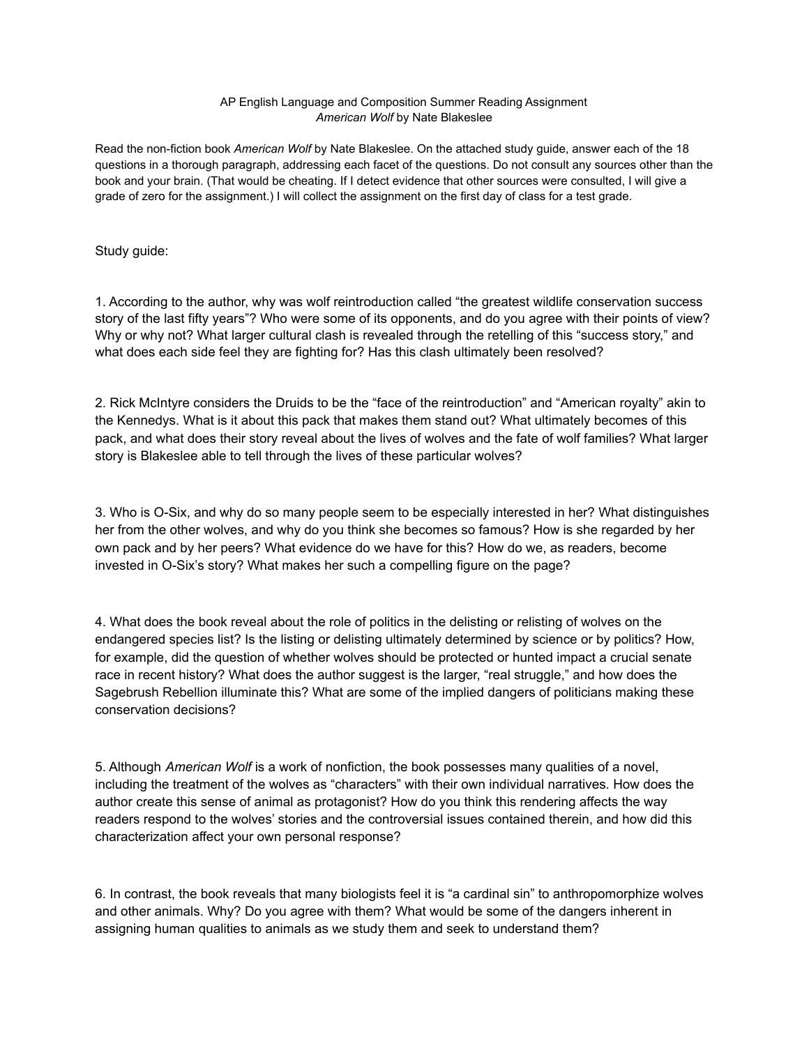AP English Language and Composition Summer Reading Assignment
*American Wolf* by Nate Blakeslee

Read the non-fiction book *American Wolf* by Nate Blakeslee. On the attached study guide, answer each of the 18 questions in a thorough paragraph, addressing each facet of the questions. Do not consult any sources other than the book and your brain. (That would be cheating. If I detect evidence that other sources were consulted, I will give a grade of zero for the assignment.) I will collect the assignment on the first day of class for a test grade.

Study guide:

1. According to the author, why was wolf reintroduction called "the greatest wildlife conservation success story of the last fifty years"? Who were some of its opponents, and do you agree with their points of view? Why or why not? What larger cultural clash is revealed through the retelling of this "success story," and what does each side feel they are fighting for? Has this clash ultimately been resolved?

2. Rick McIntyre considers the Druids to be the "face of the reintroduction" and "American royalty" akin to the Kennedys. What is it about this pack that makes them stand out? What ultimately becomes of this pack, and what does their story reveal about the lives of wolves and the fate of wolf families? What larger story is Blakeslee able to tell through the lives of these particular wolves?

3. Who is O-Six, and why do so many people seem to be especially interested in her? What distinguishes her from the other wolves, and why do you think she becomes so famous? How is she regarded by her own pack and by her peers? What evidence do we have for this? How do we, as readers, become invested in O-Six's story? What makes her such a compelling figure on the page?

4. What does the book reveal about the role of politics in the delisting or relisting of wolves on the endangered species list? Is the listing or delisting ultimately determined by science or by politics? How, for example, did the question of whether wolves should be protected or hunted impact a crucial senate race in recent history? What does the author suggest is the larger, "real struggle," and how does the Sagebrush Rebellion illuminate this? What are some of the implied dangers of politicians making these conservation decisions?

5. Although *American Wolf* is a work of nonfiction, the book possesses many qualities of a novel, including the treatment of the wolves as "characters" with their own individual narratives. How does the author create this sense of animal as protagonist? How do you think this rendering affects the way readers respond to the wolves' stories and the controversial issues contained therein, and how did this characterization affect your own personal response?

6. In contrast, the book reveals that many biologists feel it is "a cardinal sin" to anthropomorphize wolves and other animals. Why? Do you agree with them? What would be some of the dangers inherent in assigning human qualities to animals as we study them and seek to understand them?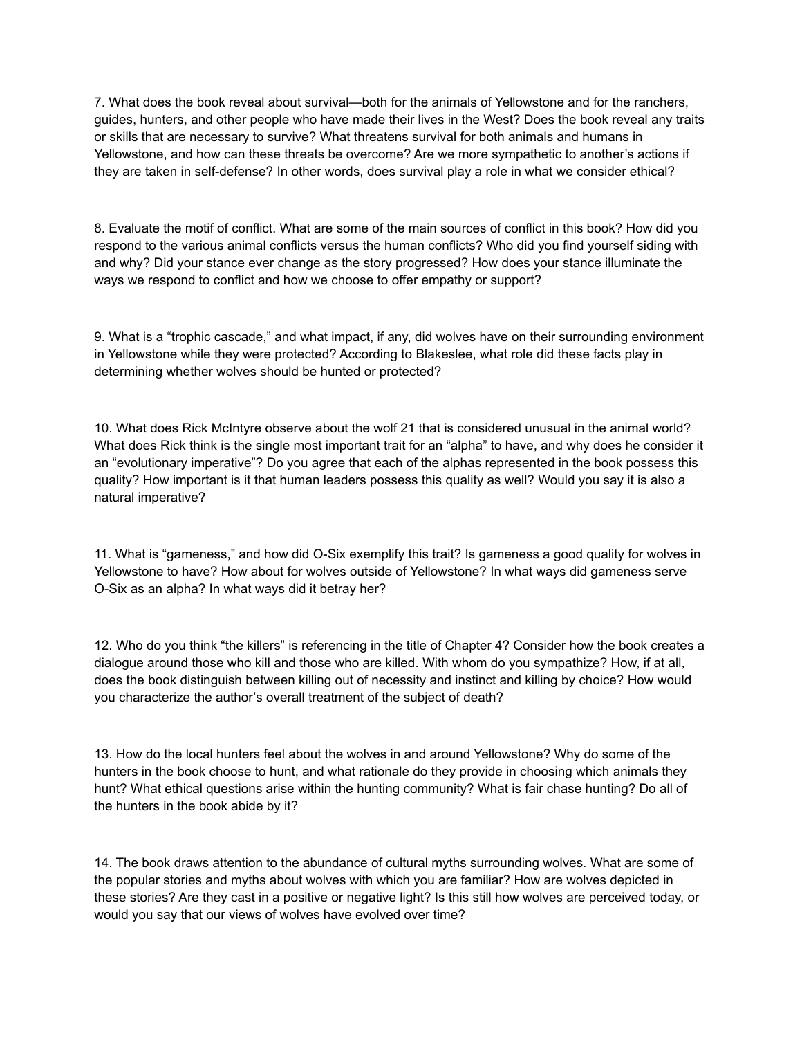7. What does the book reveal about survival—both for the animals of Yellowstone and for the ranchers, guides, hunters, and other people who have made their lives in the West? Does the book reveal any traits or skills that are necessary to survive? What threatens survival for both animals and humans in Yellowstone, and how can these threats be overcome? Are we more sympathetic to another's actions if they are taken in self-defense? In other words, does survival play a role in what we consider ethical?

8. Evaluate the motif of conflict. What are some of the main sources of conflict in this book? How did you respond to the various animal conflicts versus the human conflicts? Who did you find yourself siding with and why? Did your stance ever change as the story progressed? How does your stance illuminate the ways we respond to conflict and how we choose to offer empathy or support?

9. What is a "trophic cascade," and what impact, if any, did wolves have on their surrounding environment in Yellowstone while they were protected? According to Blakeslee, what role did these facts play in determining whether wolves should be hunted or protected?

10. What does Rick McIntyre observe about the wolf 21 that is considered unusual in the animal world? What does Rick think is the single most important trait for an "alpha" to have, and why does he consider it an "evolutionary imperative"? Do you agree that each of the alphas represented in the book possess this quality? How important is it that human leaders possess this quality as well? Would you say it is also a natural imperative?

11. What is "gameness," and how did O-Six exemplify this trait? Is gameness a good quality for wolves in Yellowstone to have? How about for wolves outside of Yellowstone? In what ways did gameness serve O-Six as an alpha? In what ways did it betray her?

12. Who do you think "the killers" is referencing in the title of Chapter 4? Consider how the book creates a dialogue around those who kill and those who are killed. With whom do you sympathize? How, if at all, does the book distinguish between killing out of necessity and instinct and killing by choice? How would you characterize the author's overall treatment of the subject of death?

13. How do the local hunters feel about the wolves in and around Yellowstone? Why do some of the hunters in the book choose to hunt, and what rationale do they provide in choosing which animals they hunt? What ethical questions arise within the hunting community? What is fair chase hunting? Do all of the hunters in the book abide by it?

14. The book draws attention to the abundance of cultural myths surrounding wolves. What are some of the popular stories and myths about wolves with which you are familiar? How are wolves depicted in these stories? Are they cast in a positive or negative light? Is this still how wolves are perceived today, or would you say that our views of wolves have evolved over time?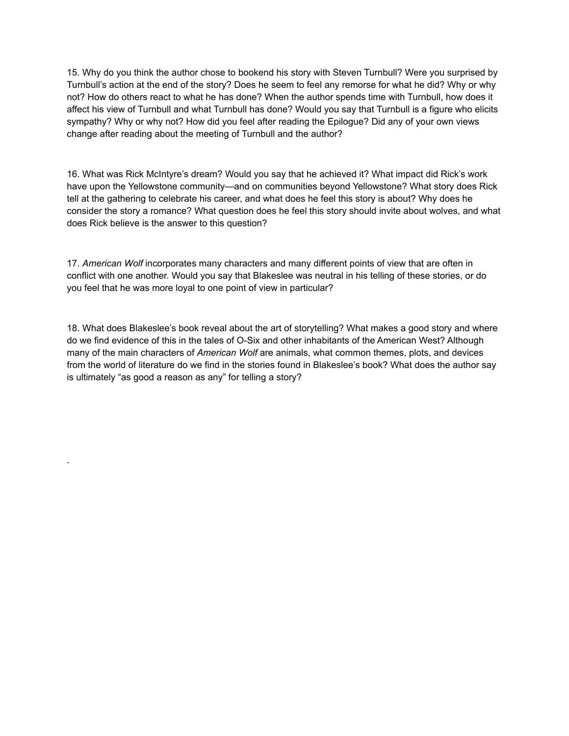15. Why do you think the author chose to bookend his story with Steven Turnbull? Were you surprised by Turnbull's action at the end of the story? Does he seem to feel any remorse for what he did? Why or why not? How do others react to what he has done? When the author spends time with Turnbull, how does it affect his view of Turnbull and what Turnbull has done? Would you say that Turnbull is a figure who elicits sympathy? Why or why not? How did you feel after reading the Epilogue? Did any of your own views change after reading about the meeting of Turnbull and the author?

16. What was Rick McIntyre's dream? Would you say that he achieved it? What impact did Rick's work have upon the Yellowstone community—and on communities beyond Yellowstone? What story does Rick tell at the gathering to celebrate his career, and what does he feel this story is about? Why does he consider the story a romance? What question does he feel this story should invite about wolves, and what does Rick believe is the answer to this question?

17. *American Wolf* incorporates many characters and many different points of view that are often in conflict with one another. Would you say that Blakeslee was neutral in his telling of these stories, or do you feel that he was more loyal to one point of view in particular?

18. What does Blakeslee's book reveal about the art of storytelling? What makes a good story and where do we find evidence of this in the tales of O-Six and other inhabitants of the American West? Although many of the main characters of *American Wolf* are animals, what common themes, plots, and devices from the world of literature do we find in the stories found in Blakeslee's book? What does the author say is ultimately "as good a reason as any" for telling a story?

.